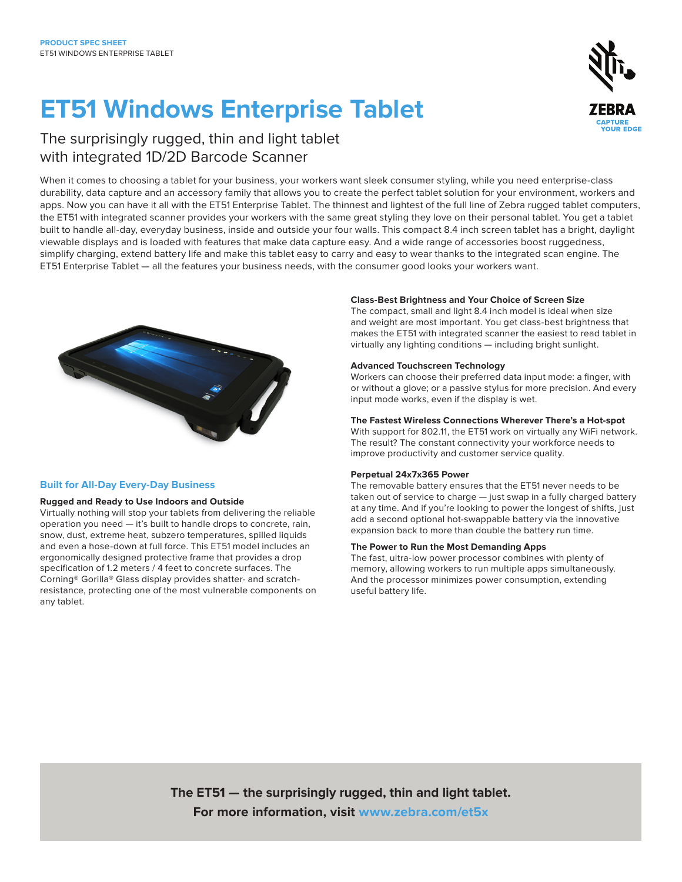PRODUCT SPEC SHEET
ET51 WINDOWS ENTERPRISE TABLET

# ET51 Windows Enterprise Tablet

## The surprisingly rugged, thin and light tablet with integrated 1D/2D Barcode Scanner

When it comes to choosing a tablet for your business, your workers want sleek consumer styling, while you need enterprise-class durability, data capture and an accessory family that allows you to create the perfect tablet solution for your environment, workers and apps. Now you can have it all with the ET51 Enterprise Tablet. The thinnest and lightest of the full line of Zebra rugged tablet computers, the ET51 with integrated scanner provides your workers with the same great styling they love on their personal tablet. You get a tablet built to handle all-day, everyday business, inside and outside your four walls. This compact 8.4 inch screen tablet has a bright, daylight viewable displays and is loaded with features that make data capture easy. And a wide range of accessories boost ruggedness, simplify charging, extend battery life and make this tablet easy to carry and easy to wear thanks to the integrated scan engine. The ET51 Enterprise Tablet — all the features your business needs, with the consumer good looks your workers want.

### Built for All-Day Every-Day Business

**Rugged and Ready to Use Indoors and Outside**

Virtually nothing will stop your tablets from delivering the reliable operation you need — it's built to handle drops to concrete, rain, snow, dust, extreme heat, subzero temperatures, spilled liquids and even a hose-down at full force. This ET51 model includes an ergonomically designed protective frame that provides a drop specification of 1.2 meters / 4 feet to concrete surfaces. The Corning® Gorilla® Glass display provides shatter- and scratch-resistance, protecting one of the most vulnerable components on any tablet.

**Class-Best Brightness and Your Choice of Screen Size**

The compact, small and light 8.4 inch model is ideal when size and weight are most important. You get class-best brightness that makes the ET51 with integrated scanner the easiest to read tablet in virtually any lighting conditions — including bright sunlight.

**Advanced Touchscreen Technology**

Workers can choose their preferred data input mode: a finger, with or without a glove; or a passive stylus for more precision. And every input mode works, even if the display is wet.

**The Fastest Wireless Connections Wherever There's a Hot-spot**

With support for 802.11, the ET51 work on virtually any WiFi network. The result? The constant connectivity your workforce needs to improve productivity and customer service quality.

**Perpetual 24x7x365 Power**

The removable battery ensures that the ET51 never needs to be taken out of service to charge — just swap in a fully charged battery at any time. And if you're looking to power the longest of shifts, just add a second optional hot-swappable battery via the innovative expansion back to more than double the battery run time.

**The Power to Run the Most Demanding Apps**

The fast, ultra-low power processor combines with plenty of memory, allowing workers to run multiple apps simultaneously. And the processor minimizes power consumption, extending useful battery life.

**The ET51 — the surprisingly rugged, thin and light tablet.**
**For more information, visit www.zebra.com/et5x**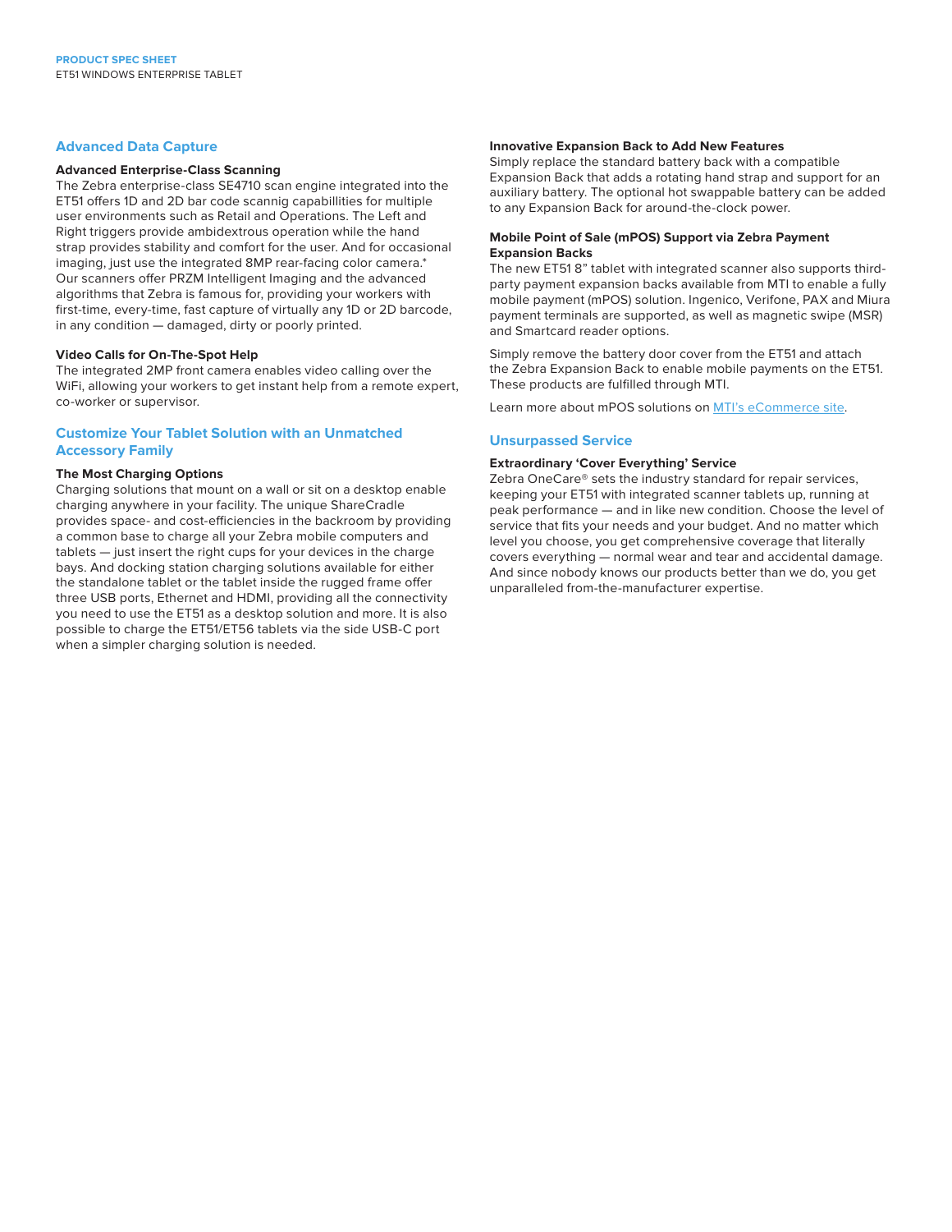## Advanced Data Capture

### Advanced Enterprise-Class Scanning

The Zebra enterprise-class SE4710 scan engine integrated into the ET51 offers 1D and 2D bar code scannig capabillities for multiple user environments such as Retail and Operations. The Left and Right triggers provide ambidextrous operation while the hand strap provides stability and comfort for the user. And for occasional imaging, just use the integrated 8MP rear-facing color camera.* Our scanners offer PRZM Intelligent Imaging and the advanced algorithms that Zebra is famous for, providing your workers with first-time, every-time, fast capture of virtually any 1D or 2D barcode, in any condition — damaged, dirty or poorly printed.

### Video Calls for On-The-Spot Help

The integrated 2MP front camera enables video calling over the WiFi, allowing your workers to get instant help from a remote expert, co-worker or supervisor.

## Customize Your Tablet Solution with an Unmatched Accessory Family

### The Most Charging Options

Charging solutions that mount on a wall or sit on a desktop enable charging anywhere in your facility. The unique ShareCradle provides space- and cost-efficiencies in the backroom by providing a common base to charge all your Zebra mobile computers and tablets — just insert the right cups for your devices in the charge bays. And docking station charging solutions available for either the standalone tablet or the tablet inside the rugged frame offer three USB ports, Ethernet and HDMI, providing all the connectivity you need to use the ET51 as a desktop solution and more. It is also possible to charge the ET51/ET56 tablets via the side USB-C port when a simpler charging solution is needed.

### Innovative Expansion Back to Add New Features

Simply replace the standard battery back with a compatible Expansion Back that adds a rotating hand strap and support for an auxiliary battery. The optional hot swappable battery can be added to any Expansion Back for around-the-clock power.

### Mobile Point of Sale (mPOS) Support via Zebra Payment Expansion Backs

The new ET51 8" tablet with integrated scanner also supports third-party payment expansion backs available from MTI to enable a fully mobile payment (mPOS) solution. Ingenico, Verifone, PAX and Miura payment terminals are supported, as well as magnetic swipe (MSR) and Smartcard reader options.

Simply remove the battery door cover from the ET51 and attach the Zebra Expansion Back to enable mobile payments on the ET51. These products are fulfilled through MTI.

Learn more about mPOS solutions on MTI's eCommerce site.

## Unsurpassed Service

### Extraordinary 'Cover Everything' Service

Zebra OneCare® sets the industry standard for repair services, keeping your ET51 with integrated scanner tablets up, running at peak performance — and in like new condition. Choose the level of service that fits your needs and your budget. And no matter which level you choose, you get comprehensive coverage that literally covers everything — normal wear and tear and accidental damage. And since nobody knows our products better than we do, you get unparalleled from-the-manufacturer expertise.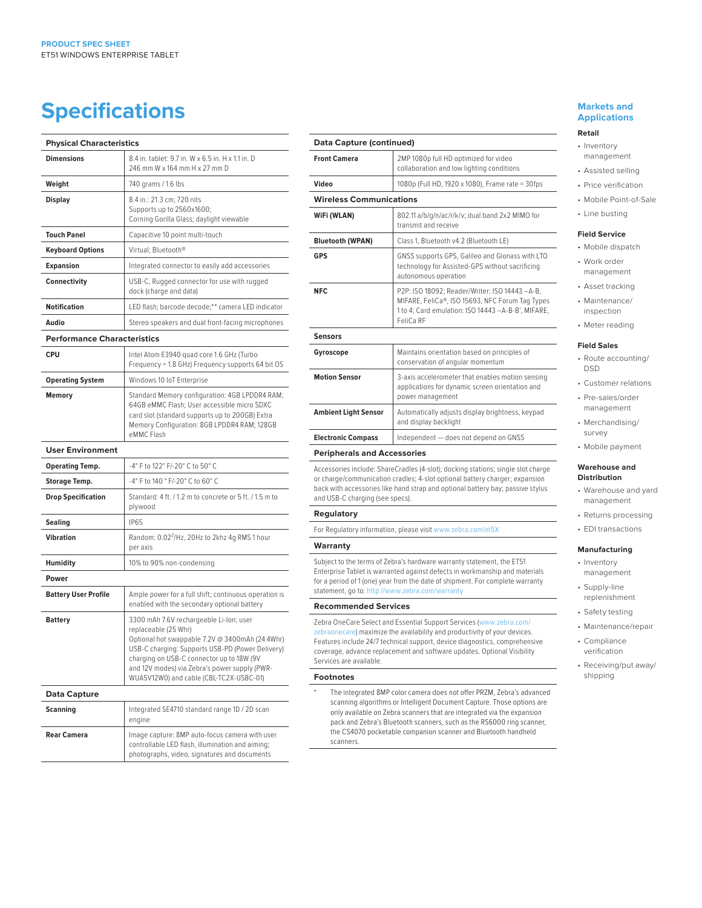PRODUCT SPEC SHEET
ET51 WINDOWS ENTERPRISE TABLET

# Specifications

## Physical Characteristics

| | |
|---|---|
| **Dimensions** | 8.4 in. tablet: 9.7 in. W x 6.5 in. H x 1.1 in. D<br>246 mm W x 164 mm H x 27 mm D |
| **Weight** | 740 grams / 1.6 lbs |
| **Display** | 8.4 in.: 21.3 cm; 720 nits<br>Supports up to 2560x1600;<br>Corning Gorilla Glass; daylight viewable |
| **Touch Panel** | Capacitive 10 point multi-touch |
| **Keyboard Options** | Virtual; Bluetooth® |
| **Expansion** | Integrated connector to easily add accessories |
| **Connectivity** | USB-C, Rugged connector for use with rugged dock (charge and data) |
| **Notification** | LED flash; barcode decode;** camera LED indicator |
| **Audio** | Stereo speakers and dual front-facing microphones |

## Performance Characteristics

| | |
|---|---|
| **CPU** | Intel Atom E3940 quad core 1.6 GHz (Turbo Frequency = 1.8 GHz) Frequency supports 64 bit OS |
| **Operating System** | Windows 10 IoT Enterprise |
| **Memory** | Standard Memory configuration: 4GB LPDDR4 RAM; 64GB eMMC Flash; User accessible micro SDXC card slot (standard supports up to 200GB) Extra Memory Configuration: 8GB LPDDR4 RAM; 128GB eMMC Flash |

## User Environment

| | |
|---|---|
| **Operating Temp.** | -4° F to 122° F/-20° C to 50° C |
| **Storage Temp.** | -4° F to 140 ° F/-20° C to 60° C |
| **Drop Specification** | Standard: 4 ft. / 1.2 m to concrete or 5 ft. / 1.5 m to plywood |
| **Sealing** | IP65 |
| **Vibration** | Random: 0.02$^2$/Hz, 20Hz to 2khz 4g RMS 1 hour per axis |
| **Humidity** | 10% to 90% non-condensing |

## Power

| | |
|---|---|
| **Battery User Profile** | Ample power for a full shift; continuous operation is enabled with the secondary optional battery |
| **Battery** | 3300 mAh 7.6V rechargeable Li-Ion; user replaceable (25 Whr)<br>Optional hot swappable 7.2V @ 3400mAh (24.4Whr)<br>USB-C charging: Supports USB-PD (Power Delivery) charging on USB-C connector up to 18W (9V and 12V modes) via Zebra's power supply (PWR-WUA5V12W0) and cable (CBL-TC2X-USBC-01) |

## Data Capture

| | |
|---|---|
| **Scanning** | Integrated SE4710 standard range 1D / 2D scan engine |
| **Rear Camera** | Image capture: 8MP auto-focus camera with user controllable LED flash, illumination and aiming; photographs, video, signatures and documents |

## Data Capture (continued)

| | |
|---|---|
| **Front Camera** | 2MP 1080p full HD optimized for video collaboration and low lighting conditions |
| **Video** | 1080p (Full HD, 1920 x 1080), Frame rate = 30fps |

## Wireless Communications

| | |
|---|---|
| **WiFi (WLAN)** | 802.11 a/b/g/n/ac/r/k/v; dual band 2x2 MIMO for transmit and receive |
| **Bluetooth (WPAN)** | Class 1, Bluetooth v4.2 (Bluetooth LE) |
| **GPS** | GNSS supports GPS, Galileo and Glonass with LTO technology for Assisted-GPS without sacrificing autonomous operation |
| **NFC** | P2P: ISO 18092; Reader/Writer: ISO 14443 –A-B, MIFARE, FeliCa®, ISO 15693, NFC Forum Tag Types 1 to 4; Card emulation: ISO 14443 –A-B-B', MIFARE, FeliCa RF |

## Sensors

| | |
|---|---|
| **Gyroscope** | Maintains orientation based on principles of conservation of angular momentum |
| **Motion Sensor** | 3-axis accelerometer that enables motion sensing applications for dynamic screen orientation and power management |
| **Ambient Light Sensor** | Automatically adjusts display brightness, keypad and display backlight |
| **Electronic Compass** | Independent — does not depend on GNSS |

## Peripherals and Accessories

Accessories include: ShareCradles (4-slot); docking stations; single slot charge or charge/communication cradles; 4-slot optional battery charger; expansion back with accessories like hand strap and optional battery bay; passive stylus and USB-C charging (see specs).

## Regulatory

For Regulatory information, please visit www.zebra.com/et5X

## Warranty

Subject to the terms of Zebra's hardware warranty statement, the ET51 Enterprise Tablet is warranted against defects in workmanship and materials for a period of 1 (one) year from the date of shipment. For complete warranty statement, go to: http://www.zebra.com/warranty

## Recommended Services

Zebra OneCare Select and Essential Support Services (www.zebra.com/zebraonecare) maximize the availability and productivity of your devices. Features include 24/7 technical support, device diagnostics, comprehensive coverage, advance replacement and software updates. Optional Visibility Services are available.

## Footnotes

* The integrated 8MP color camera does not offer PRZM, Zebra's advanced scanning algorithms or Intelligent Document Capture. Those options are only available on Zebra scanners that are integrated via the expansion pack and Zebra's Bluetooth scanners, such as the RS6000 ring scanner, the CS4070 pocketable companion scanner and Bluetooth handheld scanners.

## Markets and Applications

### Retail
- Inventory management
- Assisted selling
- Price verification
- Mobile Point-of-Sale
- Line busting

### Field Service
- Mobile dispatch
- Work order management
- Asset tracking
- Maintenance/inspection
- Meter reading

### Field Sales
- Route accounting/DSD
- Customer relations
- Pre-sales/order management
- Merchandising/survey
- Mobile payment

### Warehouse and Distribution
- Warehouse and yard management
- Returns processing
- EDI transactions

### Manufacturing
- Inventory management
- Supply-line replenishment
- Safety testing
- Maintenance/repair
- Compliance verification
- Receiving/put away/shipping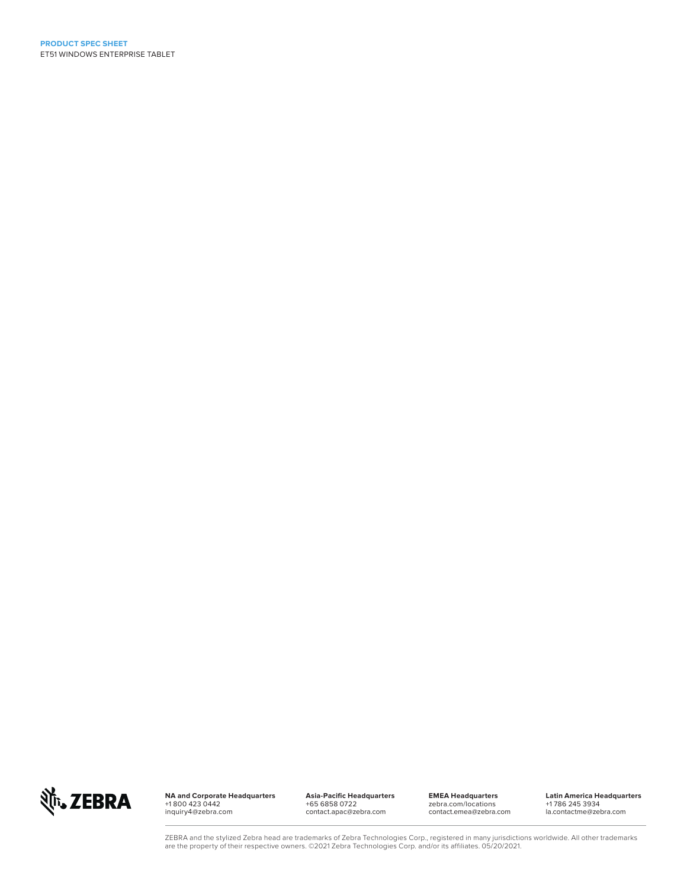**NA and Corporate Headquarters**
+1 800 423 0442
inquiry4@zebra.com

**Asia-Pacific Headquarters**
+65 6858 0722
contact.apac@zebra.com

**EMEA Headquarters**
zebra.com/locations
contact.emea@zebra.com

**Latin America Headquarters**
+1 786 245 3934
la.contactme@zebra.com

ZEBRA and the stylized Zebra head are trademarks of Zebra Technologies Corp., registered in many jurisdictions worldwide. All other trademarks are the property of their respective owners. ©2021 Zebra Technologies Corp. and/or its affiliates. 05/20/2021.